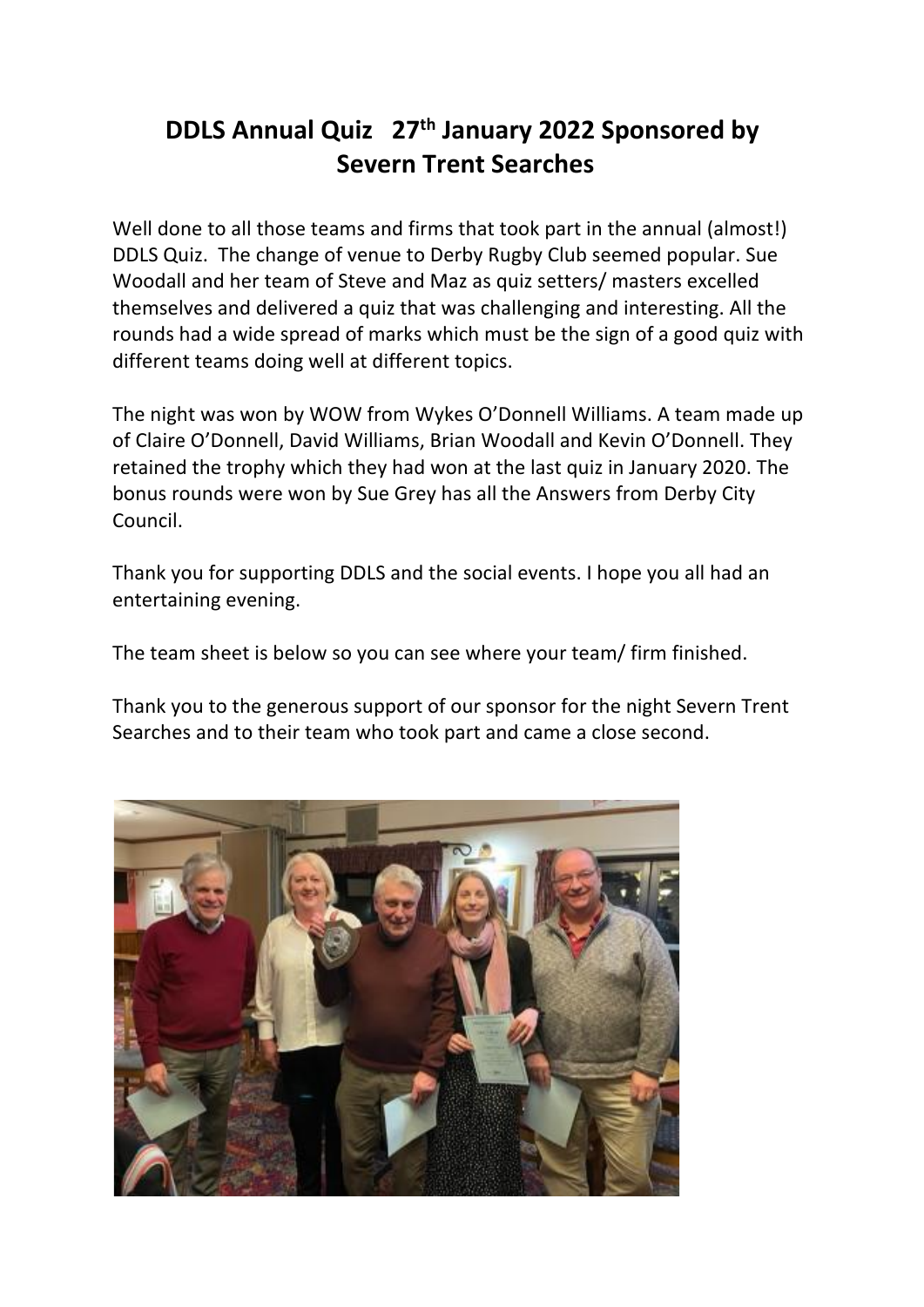# DDLS Annual Quiz 27th January 2022 Sponsored by Severn Trent Searches

Well done to all those teams and firms that took part in the annual (almost!) DDLS Quiz. The change of venue to Derby Rugby Club seemed popular. Sue Woodall and her team of Steve and Maz as quiz setters/ masters excelled themselves and delivered a quiz that was challenging and interesting. All the rounds had a wide spread of marks which must be the sign of a good quiz with different teams doing well at different topics.

The night was won by WOW from Wykes O'Donnell Williams. A team made up of Claire O'Donnell, David Williams, Brian Woodall and Kevin O'Donnell. They retained the trophy which they had won at the last quiz in January 2020. The bonus rounds were won by Sue Grey has all the Answers from Derby City Council.

Thank you for supporting DDLS and the social events. I hope you all had an entertaining evening.

The team sheet is below so you can see where your team/ firm finished.

Thank you to the generous support of our sponsor for the night Severn Trent Searches and to their team who took part and came a close second.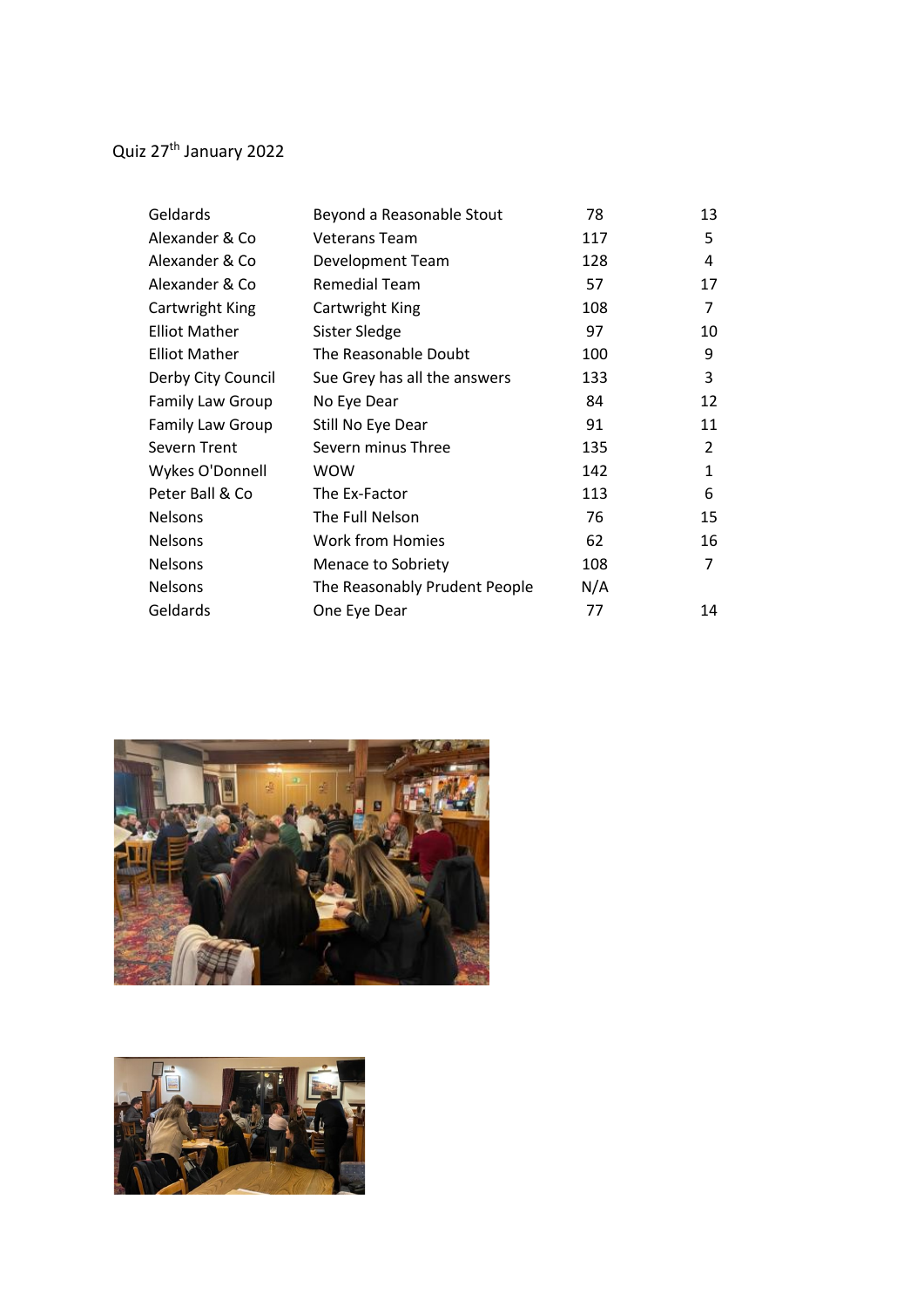Quiz 27th January 2022

| | | | |
|---|---|---|---|
| Geldards | Beyond a Reasonable Stout | 78 | 13 |
| Alexander & Co | Veterans Team | 117 | 5 |
| Alexander & Co | Development Team | 128 | 4 |
| Alexander & Co | Remedial Team | 57 | 17 |
| Cartwright King | Cartwright King | 108 | 7 |
| Elliot Mather | Sister Sledge | 97 | 10 |
| Elliot Mather | The Reasonable Doubt | 100 | 9 |
| Derby City Council | Sue Grey has all the answers | 133 | 3 |
| Family Law Group | No Eye Dear | 84 | 12 |
| Family Law Group | Still No Eye Dear | 91 | 11 |
| Severn Trent | Severn minus Three | 135 | 2 |
| Wykes O'Donnell | WOW | 142 | 1 |
| Peter Ball & Co | The Ex-Factor | 113 | 6 |
| Nelsons | The Full Nelson | 76 | 15 |
| Nelsons | Work from Homies | 62 | 16 |
| Nelsons | Menace to Sobriety | 108 | 7 |
| Nelsons | The Reasonably Prudent People | N/A | |
| Geldards | One Eye Dear | 77 | 14 |